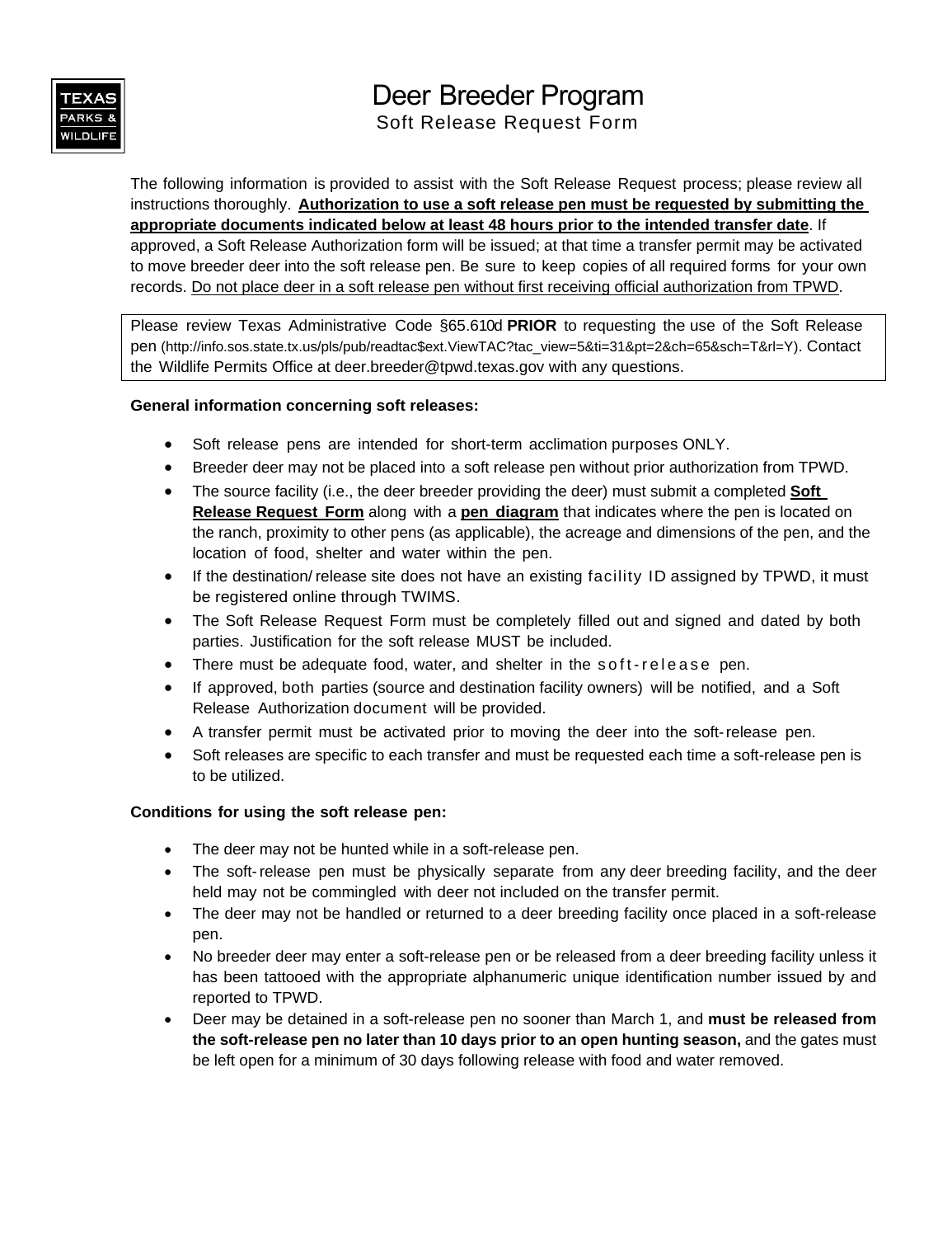# Deer Breeder Program

## Soft Release Request Form

The following information is provided to assist with the Soft Release Request process; please review all instructions thoroughly. **Authorization to use a soft release pen must be requested by submitting the appropriate documents indicated below at least 48 hours prior to the intended transfer date**. If approved, a Soft Release Authorization form will be issued; at that time a transfer permit may be activated to move breeder deer into the soft release pen. Be sure to keep copies of all required forms for your own records. Do not place deer in a soft release pen without first receiving official authorization from TPWD.

Please review Texas Administrative Code §65.610d **PRIOR** to requesting the use of the Soft Release pen (http://info.sos.state.tx.us/pls/pub/readtac$ext.ViewTAC?tac_view=5&ti=31&pt=2&ch=65&sch=T&rl=Y). Contact the Wildlife Permits Office at deer.breeder@tpwd.texas.gov with any questions.

**General information concerning soft releases:**

- Soft release pens are intended for short-term acclimation purposes ONLY.
- Breeder deer may not be placed into a soft release pen without prior authorization from TPWD.
- The source facility (i.e., the deer breeder providing the deer) must submit a completed **Soft Release Request Form** along with a **pen diagram** that indicates where the pen is located on the ranch, proximity to other pens (as applicable), the acreage and dimensions of the pen, and the location of food, shelter and water within the pen.
- If the destination/ release site does not have an existing facility ID assigned by TPWD, it must be registered online through TWIMS.
- The Soft Release Request Form must be completely filled out and signed and dated by both parties. Justification for the soft release MUST be included.
- There must be adequate food, water, and shelter in the soft-release pen.
- If approved, both parties (source and destination facility owners) will be notified, and a Soft Release Authorization document will be provided.
- A transfer permit must be activated prior to moving the deer into the soft-release pen.
- Soft releases are specific to each transfer and must be requested each time a soft-release pen is to be utilized.

**Conditions for using the soft release pen:**

- The deer may not be hunted while in a soft-release pen.
- The soft-release pen must be physically separate from any deer breeding facility, and the deer held may not be commingled with deer not included on the transfer permit.
- The deer may not be handled or returned to a deer breeding facility once placed in a soft-release pen.
- No breeder deer may enter a soft-release pen or be released from a deer breeding facility unless it has been tattooed with the appropriate alphanumeric unique identification number issued by and reported to TPWD.
- Deer may be detained in a soft-release pen no sooner than March 1, and **must be released from the soft-release pen no later than 10 days prior to an open hunting season,** and the gates must be left open for a minimum of 30 days following release with food and water removed.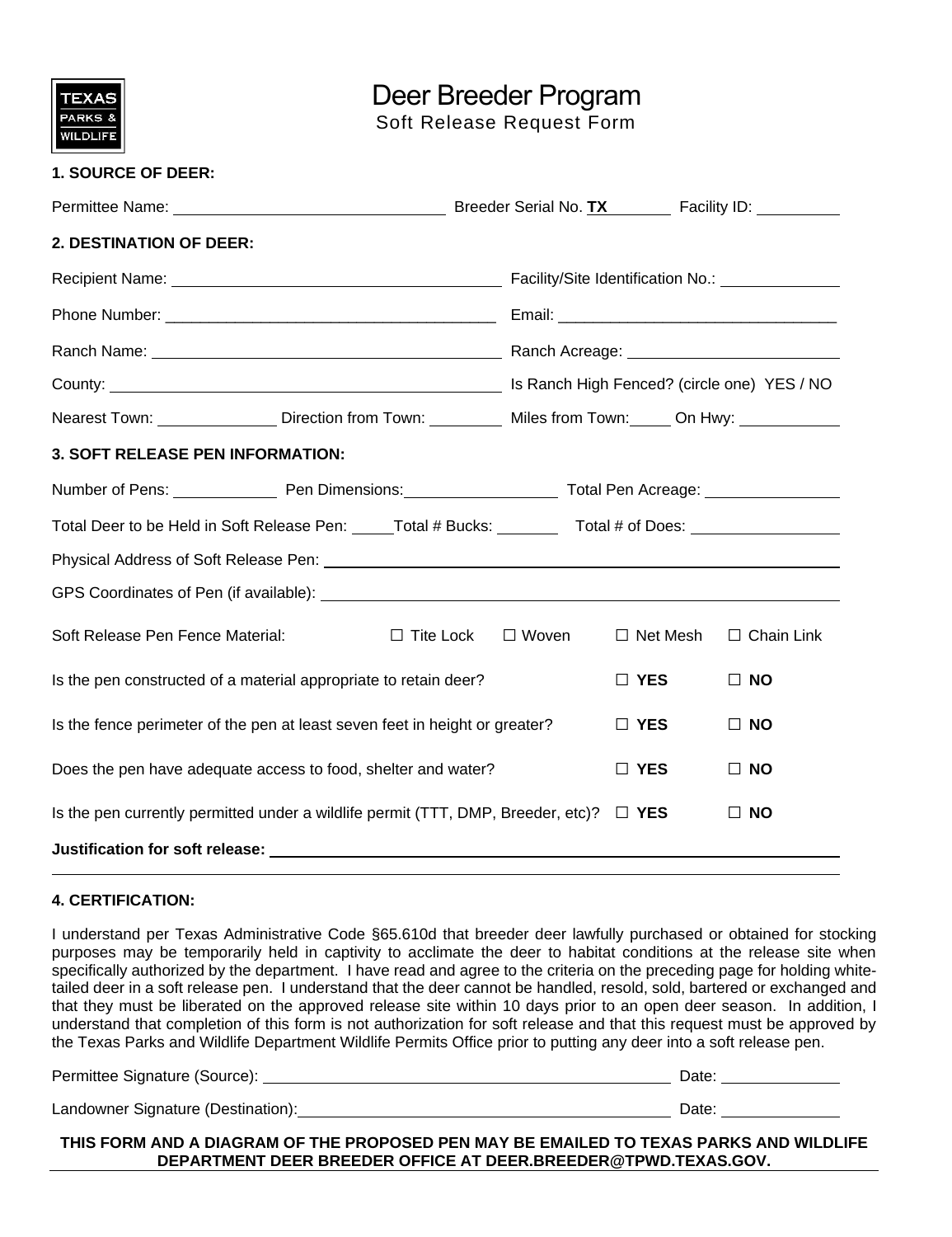TEXAS PARKS & WILDLIFE

# Deer Breeder Program

## Soft Release Request Form

**1. SOURCE OF DEER:**

Permittee Name: ______________________ Breeder Serial No. **TX**______ Facility ID: ________

**2. DESTINATION OF DEER:**

Recipient Name: ______________________ Facility/Site Identification No.: ____________

Phone Number: ______________________ Email: ______________________

Ranch Name: ______________________ Ranch Acreage: ______________________

County: ______________________ Is Ranch High Fenced? (circle one) YES / NO

Nearest Town: ____________ Direction from Town: ________ Miles from Town:_____ On Hwy: __________

**3. SOFT RELEASE PEN INFORMATION:**

Number of Pens: __________ Pen Dimensions:______________ Total Pen Acreage: ______________

Total Deer to be Held in Soft Release Pen: _____Total # Bucks: _______ Total # of Does: ______________

Physical Address of Soft Release Pen: ______________________________________________

GPS Coordinates of Pen (if available): ______________________________________________

Soft Release Pen Fence Material: ☐ Tite Lock ☐ Woven ☐ Net Mesh ☐ Chain Link

Is the pen constructed of a material appropriate to retain deer? ☐ **YES** ☐ **NO**

Is the fence perimeter of the pen at least seven feet in height or greater? ☐ **YES** ☐ **NO**

Does the pen have adequate access to food, shelter and water? ☐ **YES** ☐ **NO**

Is the pen currently permitted under a wildlife permit (TTT, DMP, Breeder, etc)? ☐ **YES** ☐ **NO**

**Justification for soft release:** ______________________________________________

______________________________________________

**4. CERTIFICATION:**

I understand per Texas Administrative Code §65.610d that breeder deer lawfully purchased or obtained for stocking purposes may be temporarily held in captivity to acclimate the deer to habitat conditions at the release site when specifically authorized by the department. I have read and agree to the criteria on the preceding page for holding white-tailed deer in a soft release pen. I understand that the deer cannot be handled, resold, sold, bartered or exchanged and that they must be liberated on the approved release site within 10 days prior to an open deer season. In addition, I understand that completion of this form is not authorization for soft release and that this request must be approved by the Texas Parks and Wildlife Department Wildlife Permits Office prior to putting any deer into a soft release pen.

Permittee Signature (Source): ______________________________ Date: ____________

Landowner Signature (Destination):______________________________ Date: ____________

**THIS FORM AND A DIAGRAM OF THE PROPOSED PEN MAY BE EMAILED TO TEXAS PARKS AND WILDLIFE DEPARTMENT DEER BREEDER OFFICE AT DEER.BREEDER@TPWD.TEXAS.GOV.**